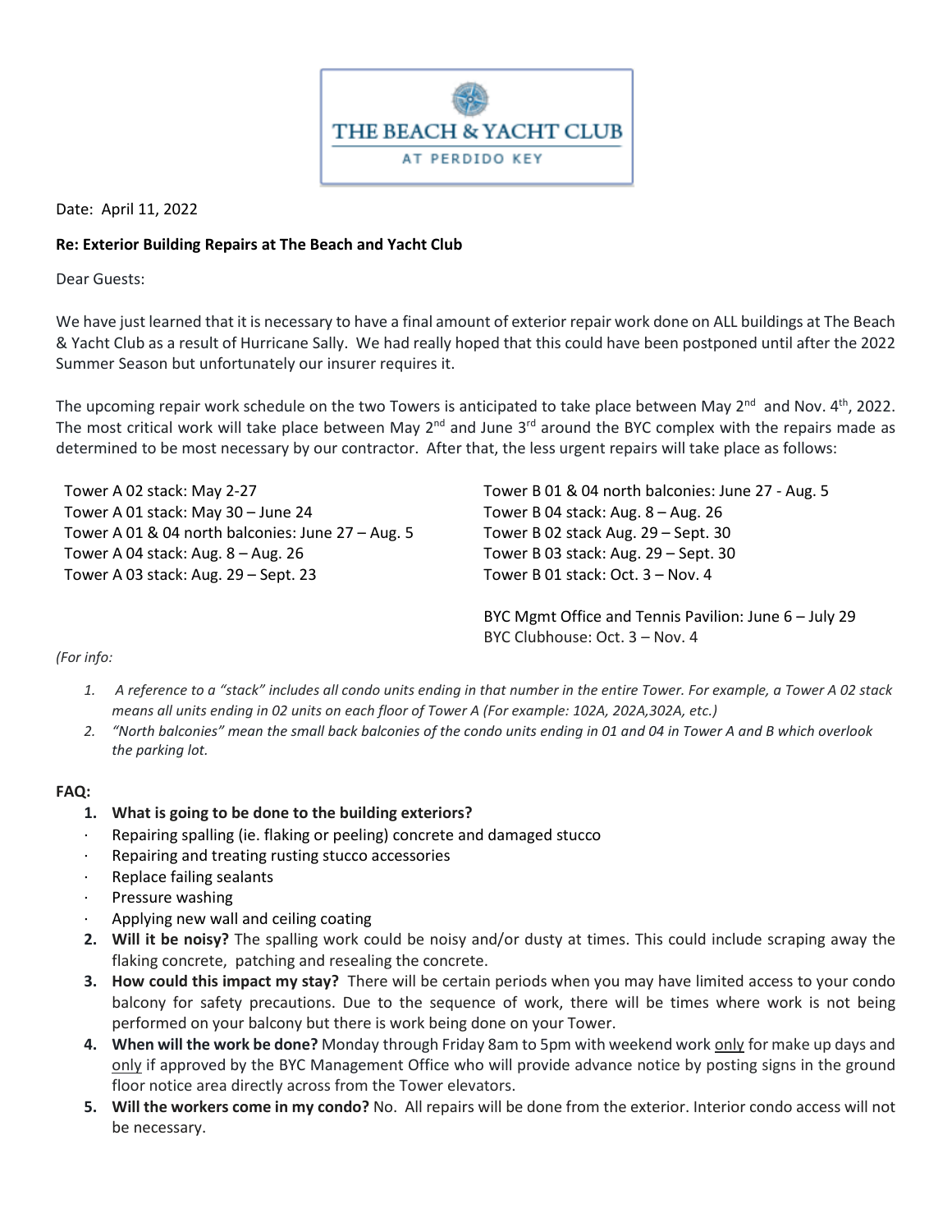**THE BEACH & YACHT CLUB**

AT PERDIDO KEY

Date: April 11, 2022

**Re: Exterior Building Repairs at The Beach and Yacht Club**

Dear Guests:

We have just learned that it is necessary to have a final amount of exterior repair work done on ALL buildings at The Beach & Yacht Club as a result of Hurricane Sally. We had really hoped that this could have been postponed until after the 2022 Summer Season but unfortunately our insurer requires it.

The upcoming repair work schedule on the two Towers is anticipated to take place between May 2nd and Nov. 4th, 2022. The most critical work will take place between May 2nd and June 3rd around the BYC complex with the repairs made as determined to be most necessary by our contractor. After that, the less urgent repairs will take place as follows:

Tower A 02 stack: May 2-27
Tower A 01 stack: May 30 – June 24
Tower A 01 & 04 north balconies: June 27 – Aug. 5
Tower A 04 stack: Aug. 8 – Aug. 26
Tower A 03 stack: Aug. 29 – Sept. 23

Tower B 01 & 04 north balconies: June 27 - Aug. 5
Tower B 04 stack: Aug. 8 – Aug. 26
Tower B 02 stack Aug. 29 – Sept. 30
Tower B 03 stack: Aug. 29 – Sept. 30
Tower B 01 stack: Oct. 3 – Nov. 4

BYC Mgmt Office and Tennis Pavilion: June 6 – July 29
BYC Clubhouse: Oct. 3 – Nov. 4

*(For info:*

1. *A reference to a "stack" includes all condo units ending in that number in the entire Tower. For example, a Tower A 02 stack means all units ending in 02 units on each floor of Tower A (For example: 102A, 202A,302A, etc.)*
2. *"North balconies" mean the small back balconies of the condo units ending in 01 and 04 in Tower A and B which overlook the parking lot.*

**FAQ:**

1. **What is going to be done to the building exteriors?**
   - Repairing spalling (ie. flaking or peeling) concrete and damaged stucco
   - Repairing and treating rusting stucco accessories
   - Replace failing sealants
   - Pressure washing
   - Applying new wall and ceiling coating
2. **Will it be noisy?** The spalling work could be noisy and/or dusty at times. This could include scraping away the flaking concrete, patching and resealing the concrete.
3. **How could this impact my stay?** There will be certain periods when you may have limited access to your condo balcony for safety precautions. Due to the sequence of work, there will be times where work is not being performed on your balcony but there is work being done on your Tower.
4. **When will the work be done?** Monday through Friday 8am to 5pm with weekend work <u>only</u> for make up days and <u>only</u> if approved by the BYC Management Office who will provide advance notice by posting signs in the ground floor notice area directly across from the Tower elevators.
5. **Will the workers come in my condo?** No. All repairs will be done from the exterior. Interior condo access will not be necessary.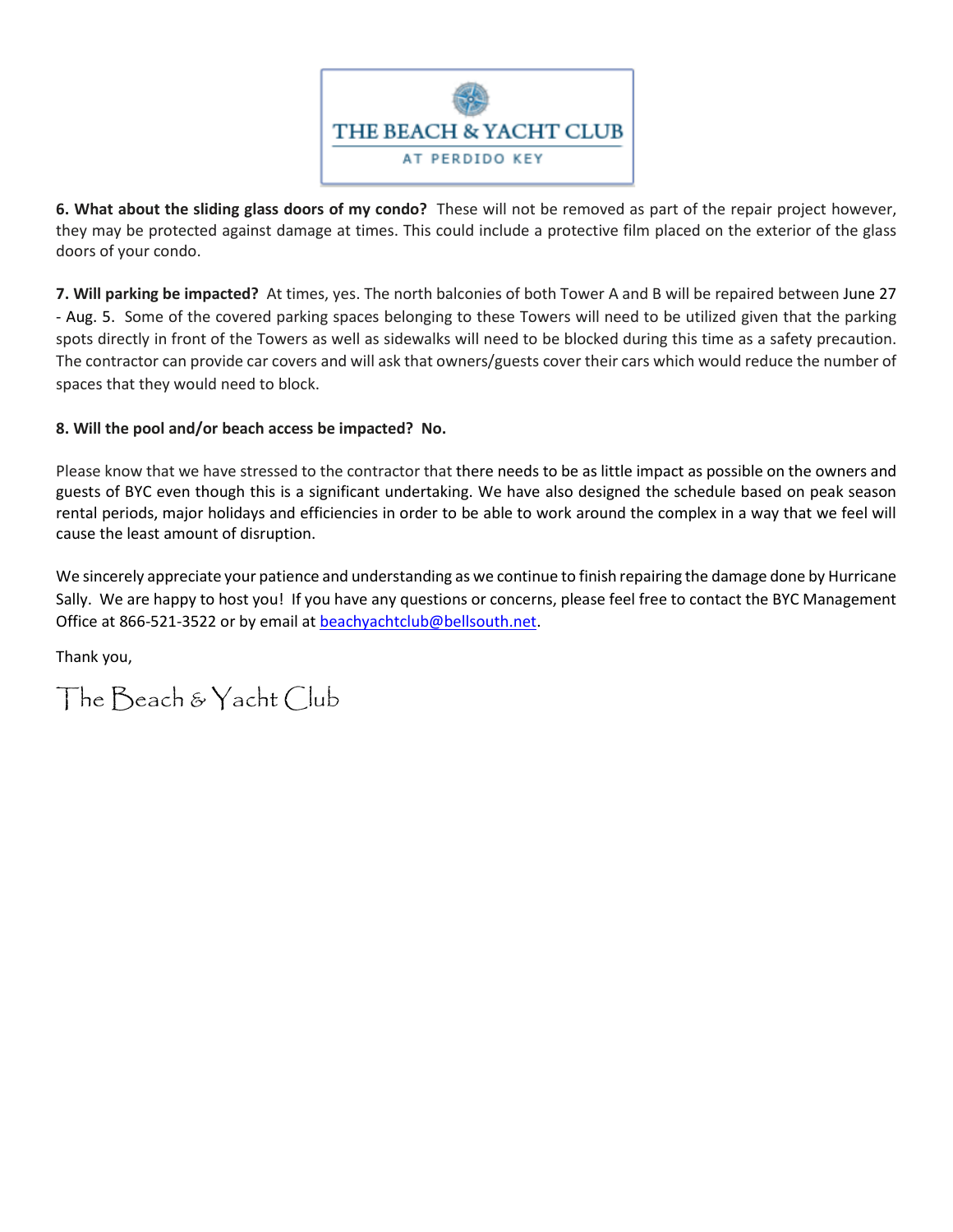THE BEACH & YACHT CLUB

AT PERDIDO KEY

**6. What about the sliding glass doors of my condo?** These will not be removed as part of the repair project however, they may be protected against damage at times. This could include a protective film placed on the exterior of the glass doors of your condo.

**7. Will parking be impacted?** At times, yes. The north balconies of both Tower A and B will be repaired between June 27 - Aug. 5. Some of the covered parking spaces belonging to these Towers will need to be utilized given that the parking spots directly in front of the Towers as well as sidewalks will need to be blocked during this time as a safety precaution. The contractor can provide car covers and will ask that owners/guests cover their cars which would reduce the number of spaces that they would need to block.

**8. Will the pool and/or beach access be impacted? No.**

Please know that we have stressed to the contractor that there needs to be as little impact as possible on the owners and guests of BYC even though this is a significant undertaking. We have also designed the schedule based on peak season rental periods, major holidays and efficiencies in order to be able to work around the complex in a way that we feel will cause the least amount of disruption.

We sincerely appreciate your patience and understanding as we continue to finish repairing the damage done by Hurricane Sally. We are happy to host you! If you have any questions or concerns, please feel free to contact the BYC Management Office at 866-521-3522 or by email at beachyachtclub@bellsouth.net.

Thank you,

The Beach & Yacht Club